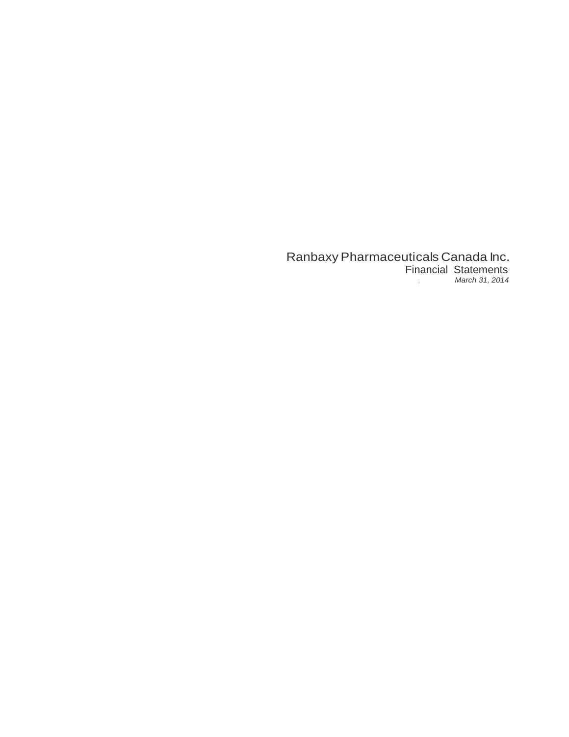# Ranbaxy Pharmaceuticals Canada Inc.

## Financial Statements

*March 31, 2014*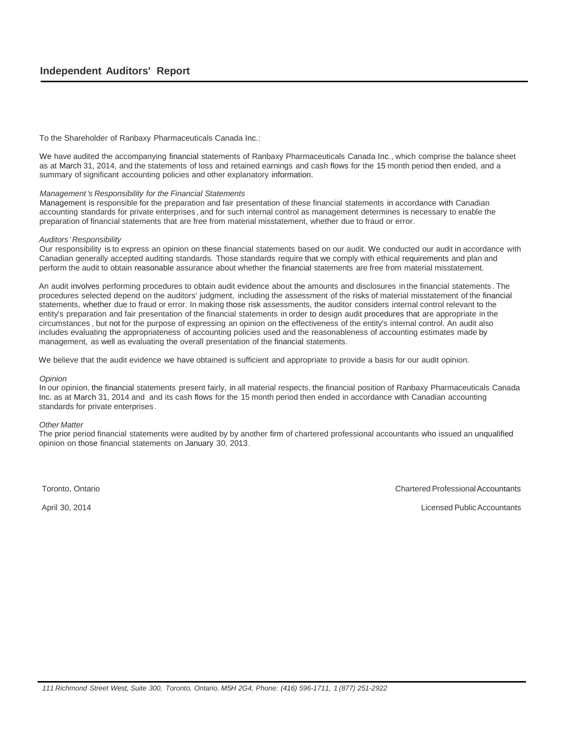## Independent Auditors' Report

To the Shareholder of Ranbaxy Pharmaceuticals Canada Inc.:

We have audited the accompanying financial statements of Ranbaxy Pharmaceuticals Canada Inc., which comprise the balance sheet as at March 31, 2014, and the statements of loss and retained earnings and cash flows for the 15 month period then ended, and a summary of significant accounting policies and other explanatory information.

*Management's Responsibility for the Financial Statements*

Management is responsible for the preparation and fair presentation of these financial statements in accordance with Canadian accounting standards for private enterprises, and for such internal control as management determines is necessary to enable the preparation of financial statements that are free from material misstatement, whether due to fraud or error.

*Auditors' Responsibility*

Our responsibility is to express an opinion on these financial statements based on our audit. We conducted our audit in accordance with Canadian generally accepted auditing standards. Those standards require that we comply with ethical requirements and plan and perform the audit to obtain reasonable assurance about whether the financial statements are free from material misstatement.

An audit involves performing procedures to obtain audit evidence about the amounts and disclosures in the financial statements. The procedures selected depend on the auditors' judgment, including the assessment of the risks of material misstatement of the financial statements, whether due to fraud or error. In making those risk assessments, the auditor considers internal control relevant to the entity's preparation and fair presentation of the financial statements in order to design audit procedures that are appropriate in the circumstances, but not for the purpose of expressing an opinion on the effectiveness of the entity's internal control. An audit also includes evaluating the appropriateness of accounting policies used and the reasonableness of accounting estimates made by management, as well as evaluating the overall presentation of the financial statements.

We believe that the audit evidence we have obtained is sufficient and appropriate to provide a basis for our audit opinion.

*Opinion*

In our opinion, the financial statements present fairly, in all material respects, the financial position of Ranbaxy Pharmaceuticals Canada Inc. as at March 31, 2014 and and its cash flows for the 15 month period then ended in accordance with Canadian accounting standards for private enterprises.

*Other Matter*

The prior period financial statements were audited by by another firm of chartered professional accountants who issued an unqualified opinion on those financial statements on January 30, 2013.

Toronto, Ontario

April 30, 2014

Chartered Professional Accountants

Licensed Public Accountants

*111 Richmond Street West, Suite 300, Toronto, Ontario, M5H 2G4, Phone: (416) 596-1711, 1 (877) 251-2922*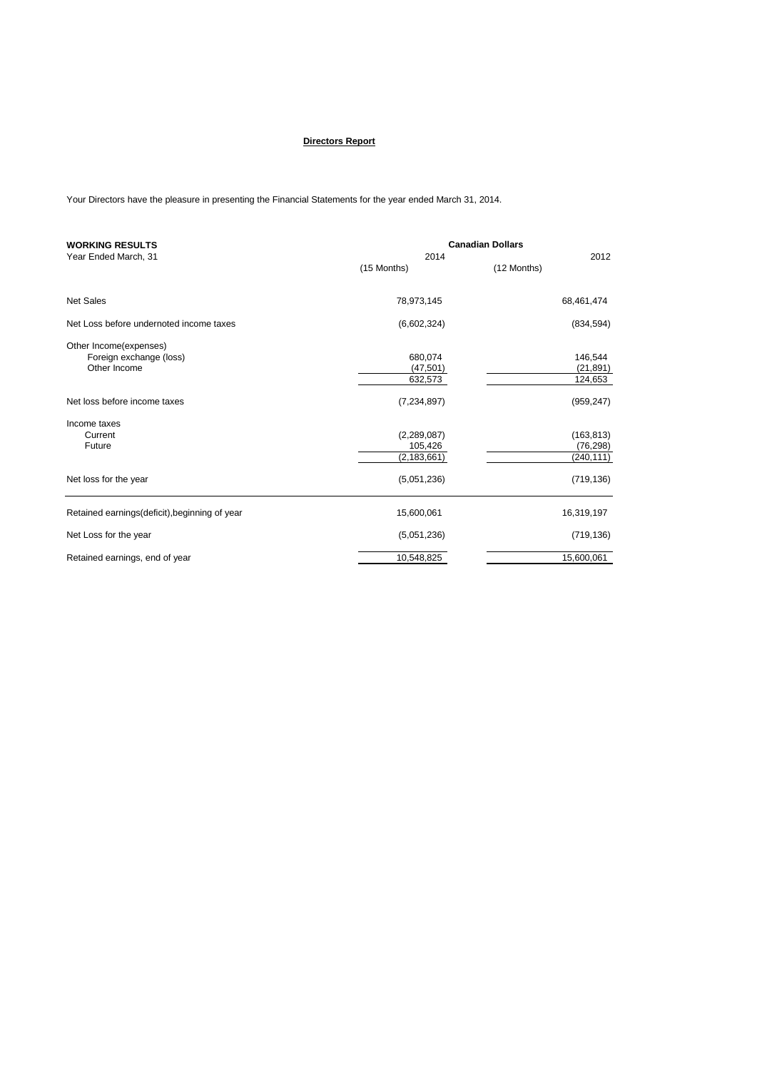**Directors Report**

Your Directors have the pleasure in presenting the Financial Statements for the year ended March 31, 2014.

| **WORKING RESULTS** | **Canadian Dollars** | |
|---|---|---|
| Year Ended March, 31 | 2014 | 2012 |
| | (15 Months) | (12 Months) |
| Net Sales | 78,973,145 | 68,461,474 |
| Net Loss before undernoted income taxes | (6,602,324) | (834,594) |
| Other Income(expenses) | | |
| Foreign exchange (loss) | 680,074 | 146,544 |
| Other Income | (47,501) | (21,891) |
| | 632,573 | 124,653 |
| Net loss before income taxes | (7,234,897) | (959,247) |
| Income taxes | | |
| Current | (2,289,087) | (163,813) |
| Future | 105,426 | (76,298) |
| | (2,183,661) | (240,111) |
| Net loss for the year | (5,051,236) | (719,136) |
| Retained earnings(deficit),beginning of year | 15,600,061 | 16,319,197 |
| Net Loss for the year | (5,051,236) | (719,136) |
| Retained earnings, end of year | 10,548,825 | 15,600,061 |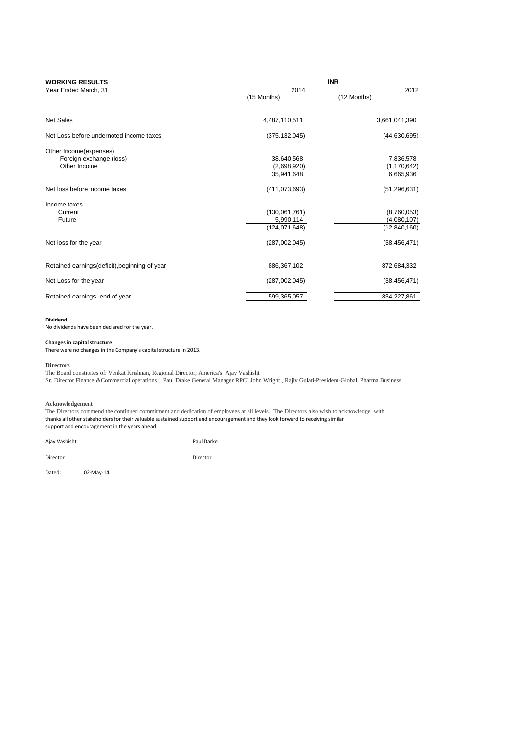## WORKING RESULTS

| Year Ended March, 31 | INR 2014 (15 Months) | 2012 (12 Months) |
|---|---|---|
| Net Sales | 4,487,110,511 | 3,661,041,390 |
| Net Loss before undernoted income taxes | (375,132,045) | (44,630,695) |
| Other Income(expenses) | | |
| Foreign exchange (loss) | 38,640,568 | 7,836,578 |
| Other Income | (2,698,920) | (1,170,642) |
| | 35,941,648 | 6,665,936 |
| Net loss before income taxes | (411,073,693) | (51,296,631) |
| Income taxes | | |
| Current | (130,061,761) | (8,760,053) |
| Future | 5,990,114 | (4,080,107) |
| | (124,071,648) | (12,840,160) |
| Net loss for the year | (287,002,045) | (38,456,471) |
| Retained earnings(deficit),beginning of year | 886,367,102 | 872,684,332 |
| Net Loss for the year | (287,002,045) | (38,456,471) |
| Retained earnings, end of year | 599,365,057 | 834,227,861 |

**Dividend**

No dividends have been declared for the year.

**Changes in capital structure**

There were no changes in the Company's capital structure in 2013.

**Directors**

The Board constitutes of: Venkat Krishnan, Regional Director, America's Ajay Vashisht Sr. Director Finance &Commercial operations ; Paul Drake General Manager RPCI John Wright , Rajiv Gulati-President-Global Pharma Business

**Acknowledgement**

The Directors commend the continued commitment and dedication of employees at all levels. The Directors also wish to acknowledge with thanks all other stakeholders for their valuable sustained support and encouragement and they look forward to receiving similar support and encouragement in the years ahead.

| Ajay Vashisht | Paul Darke |
|---|---|
| Director | Director |

Dated: 02-May-14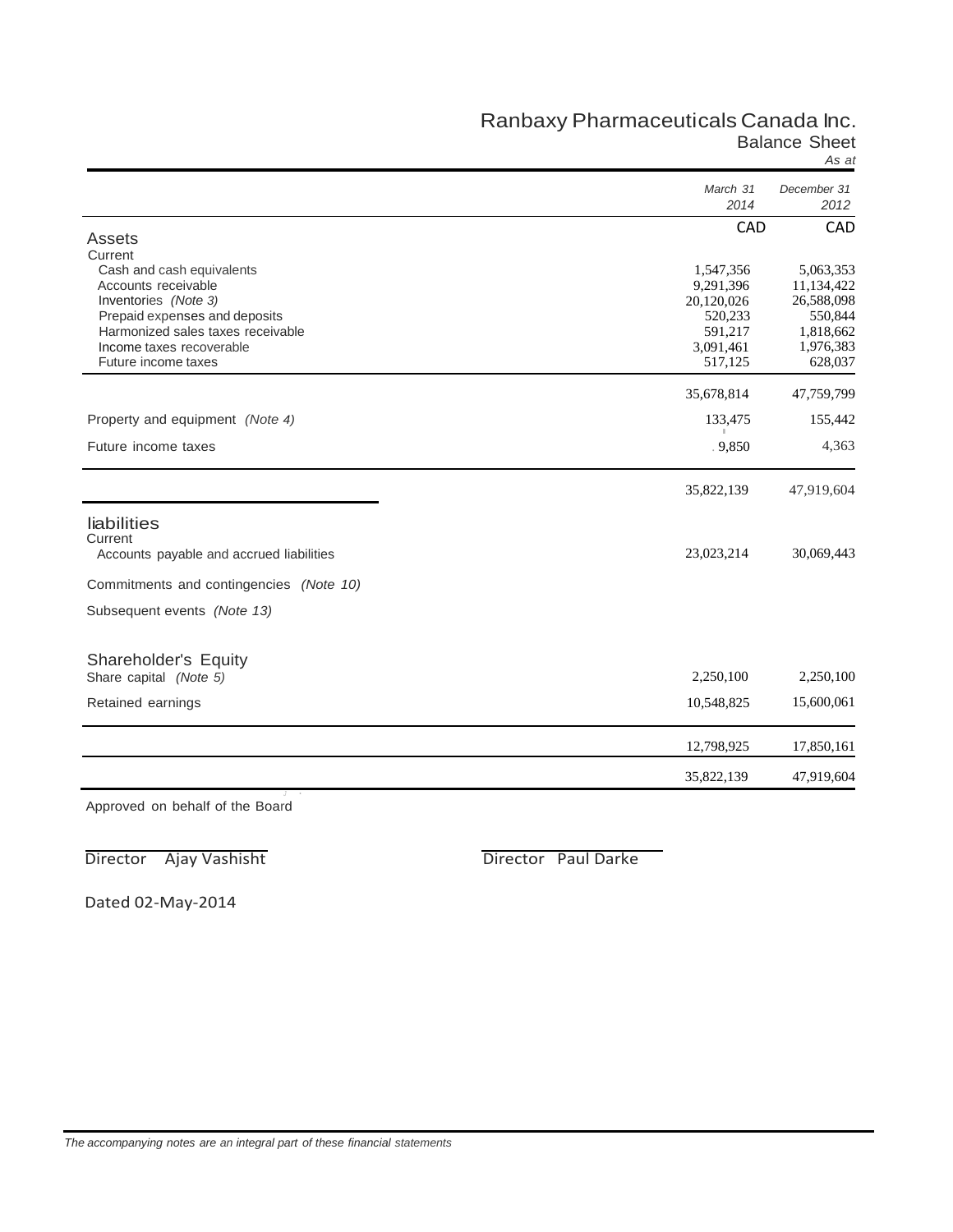# Ranbaxy Pharmaceuticals Canada Inc.

## Balance Sheet

*As at*

| | *March 31 2014* | *December 31 2012* |
|---|---|---|
| | CAD | CAD |
| **Assets** | | |
| Current | | |
| Cash and cash equivalents | 1,547,356 | 5,063,353 |
| Accounts receivable | 9,291,396 | 11,134,422 |
| Inventories *(Note 3)* | 20,120,026 | 26,588,098 |
| Prepaid expenses and deposits | 520,233 | 550,844 |
| Harmonized sales taxes receivable | 591,217 | 1,818,662 |
| Income taxes recoverable | 3,091,461 | 1,976,383 |
| Future income taxes | 517,125 | 628,037 |
| | 35,678,814 | 47,759,799 |
| Property and equipment *(Note 4)* | 133,475 | 155,442 |
| Future income taxes | 9,850 | 4,363 |
| | 35,822,139 | 47,919,604 |
| **liabilities** | | |
| Current | | |
| Accounts payable and accrued liabilities | 23,023,214 | 30,069,443 |
| Commitments and contingencies *(Note 10)* | | |
| Subsequent events *(Note 13)* | | |
| **Shareholder's Equity** | | |
| Share capital *(Note 5)* | 2,250,100 | 2,250,100 |
| Retained earnings | 10,548,825 | 15,600,061 |
| | 12,798,925 | 17,850,161 |
| | 35,822,139 | 47,919,604 |

Approved on behalf of the Board

Director Ajay Vashisht

Director Paul Darke

Dated 02-May-2014

*The accompanying notes are an integral part of these financial statements*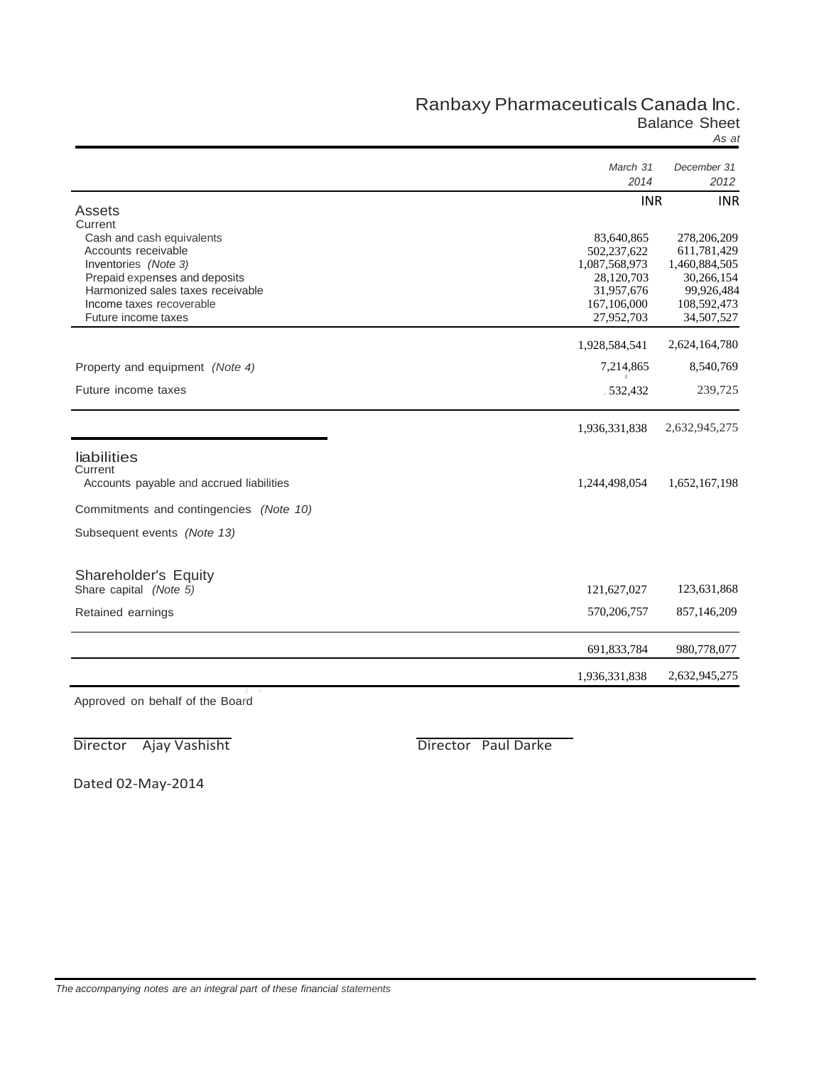# Ranbaxy Pharmaceuticals Canada Inc.

## Balance Sheet

*As at*

| | *March 31 2014* | *December 31 2012* |
|---|---|---|
| | INR | INR |
| **Assets** | | |
| Current | | |
| Cash and cash equivalents | 83,640,865 | 278,206,209 |
| Accounts receivable | 502,237,622 | 611,781,429 |
| Inventories *(Note 3)* | 1,087,568,973 | 1,460,884,505 |
| Prepaid expenses and deposits | 28,120,703 | 30,266,154 |
| Harmonized sales taxes receivable | 31,957,676 | 99,926,484 |
| Income taxes recoverable | 167,106,000 | 108,592,473 |
| Future income taxes | 27,952,703 | 34,507,527 |
| | 1,928,584,541 | 2,624,164,780 |
| Property and equipment *(Note 4)* | 7,214,865 | 8,540,769 |
| Future income taxes | 532,432 | 239,725 |
| | 1,936,331,838 | 2,632,945,275 |
| **liabilities** | | |
| Current | | |
| Accounts payable and accrued liabilities | 1,244,498,054 | 1,652,167,198 |
| Commitments and contingencies *(Note 10)* | | |
| Subsequent events *(Note 13)* | | |
| **Shareholder's Equity** | | |
| Share capital *(Note 5)* | 121,627,027 | 123,631,868 |
| Retained earnings | 570,206,757 | 857,146,209 |
| | 691,833,784 | 980,778,077 |
| | 1,936,331,838 | 2,632,945,275 |

Approved on behalf of the Board

Director Ajay Vashisht

Director Paul Darke

Dated 02-May-2014

*The accompanying notes are an integral part of these financial statements*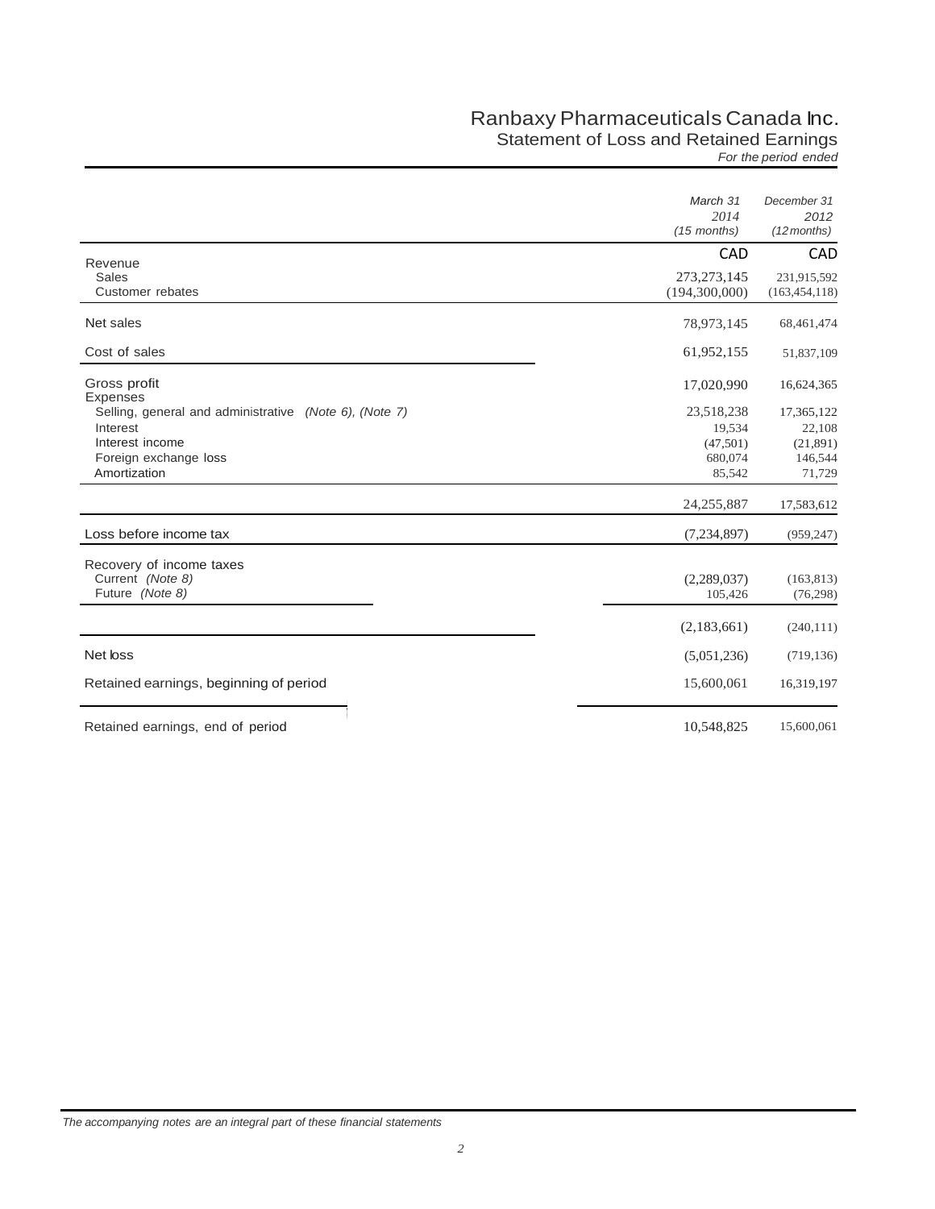# Ranbaxy Pharmaceuticals Canada Inc.

## Statement of Loss and Retained Earnings

*For the period ended*

| | *March 31 2014 (15 months)* | *December 31 2012 (12 months)* |
|---|---|---|
| | CAD | CAD |
| Revenue | | |
| Sales | 273,273,145 | 231,915,592 |
| Customer rebates | (194,300,000) | (163,454,118) |
| Net sales | 78,973,145 | 68,461,474 |
| Cost of sales | 61,952,155 | 51,837,109 |
| Gross profit | 17,020,990 | 16,624,365 |
| Expenses | | |
| Selling, general and administrative *(Note 6), (Note 7)* | 23,518,238 | 17,365,122 |
| Interest | 19,534 | 22,108 |
| Interest income | (47,501) | (21,891) |
| Foreign exchange loss | 680,074 | 146,544 |
| Amortization | 85,542 | 71,729 |
| | 24,255,887 | 17,583,612 |
| Loss before income tax | (7,234,897) | (959,247) |
| Recovery of income taxes | | |
| Current *(Note 8)* | (2,289,037) | (163,813) |
| Future *(Note 8)* | 105,426 | (76,298) |
| | (2,183,661) | (240,111) |
| Net loss | (5,051,236) | (719,136) |
| Retained earnings, beginning of period | 15,600,061 | 16,319,197 |
| Retained earnings, end of period | 10,548,825 | 15,600,061 |

*The accompanying notes are an integral part of these financial statements*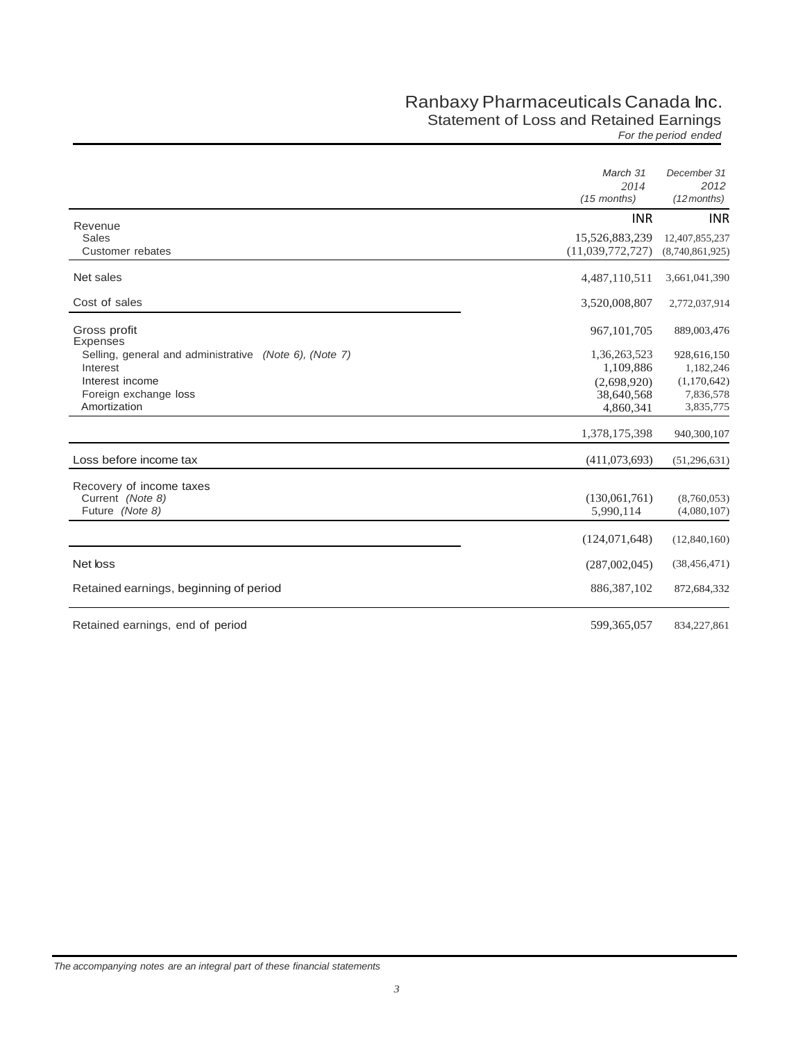# Ranbaxy Pharmaceuticals Canada Inc.

## Statement of Loss and Retained Earnings

*For the period ended*

| | *March 31 2014 (15 months)* | *December 31 2012 (12 months)* |
|---|---|---|
| | INR | INR |
| Revenue | | |
| Sales | 15,526,883,239 | 12,407,855,237 |
| Customer rebates | (11,039,772,727) | (8,740,861,925) |
| Net sales | 4,487,110,511 | 3,661,041,390 |
| Cost of sales | 3,520,008,807 | 2,772,037,914 |
| Gross profit | 967,101,705 | 889,003,476 |
| Expenses | | |
| Selling, general and administrative *(Note 6), (Note 7)* | 1,36,263,523 | 928,616,150 |
| Interest | 1,109,886 | 1,182,246 |
| Interest income | (2,698,920) | (1,170,642) |
| Foreign exchange loss | 38,640,568 | 7,836,578 |
| Amortization | 4,860,341 | 3,835,775 |
| | 1,378,175,398 | 940,300,107 |
| Loss before income tax | (411,073,693) | (51,296,631) |
| Recovery of income taxes | | |
| Current *(Note 8)* | (130,061,761) | (8,760,053) |
| Future *(Note 8)* | 5,990,114 | (4,080,107) |
| | (124,071,648) | (12,840,160) |
| Net loss | (287,002,045) | (38,456,471) |
| Retained earnings, beginning of period | 886,387,102 | 872,684,332 |
| Retained earnings, end of period | 599,365,057 | 834,227,861 |

*The accompanying notes are an integral part of these financial statements*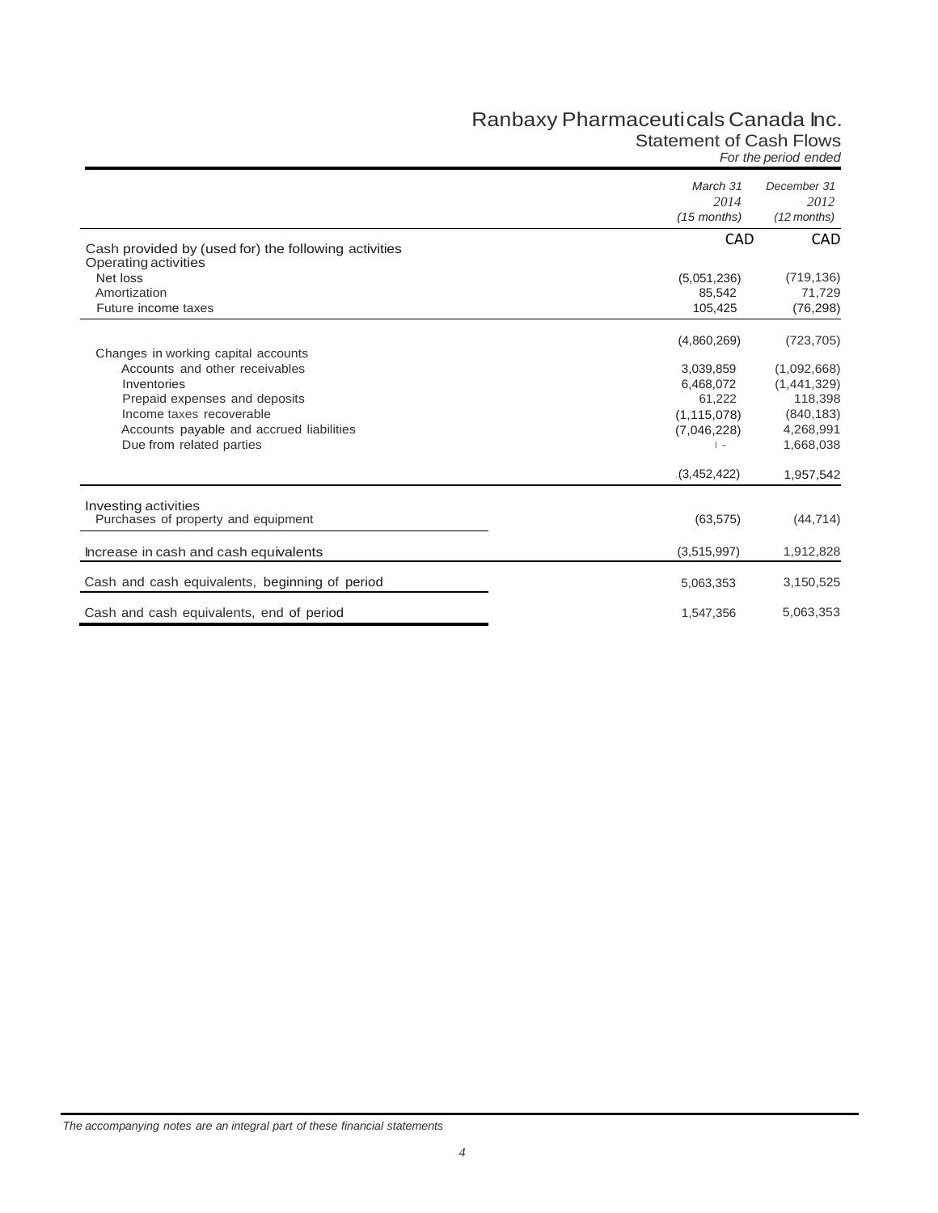# Ranbaxy Pharmaceuticals Canada Inc.

## Statement of Cash Flows

*For the period ended*

| | *March 31 2014 (15 months)* | *December 31 2012 (12 months)* |
|---|---|---|
| | CAD | CAD |
| Cash provided by (used for) the following activities | | |
| Operating activities | | |
| Net loss | (5,051,236) | (719,136) |
| Amortization | 85,542 | 71,729 |
| Future income taxes | 105,425 | (76,298) |
| | (4,860,269) | (723,705) |
| Changes in working capital accounts | | |
| Accounts and other receivables | 3,039,859 | (1,092,668) |
| Inventories | 6,468,072 | (1,441,329) |
| Prepaid expenses and deposits | 61,222 | 118,398 |
| Income taxes recoverable | (1,115,078) | (840,183) |
| Accounts payable and accrued liabilities | (7,046,228) | 4,268,991 |
| Due from related parties | - | 1,668,038 |
| | (3,452,422) | 1,957,542 |
| Investing activities | | |
| Purchases of property and equipment | (63,575) | (44,714) |
| Increase in cash and cash equivalents | (3,515,997) | 1,912,828 |
| Cash and cash equivalents, beginning of period | 5,063,353 | 3,150,525 |
| Cash and cash equivalents, end of period | 1,547,356 | 5,063,353 |

*The accompanying notes are an integral part of these financial statements*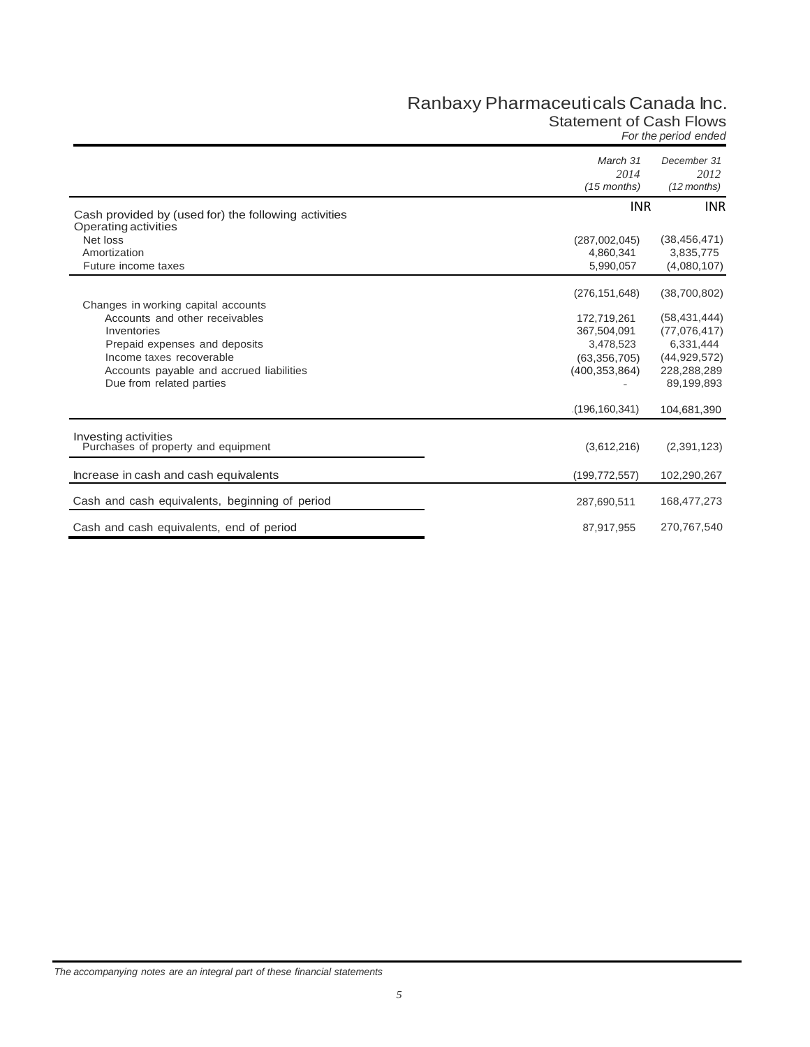# Ranbaxy Pharmaceuticals Canada Inc.

## Statement of Cash Flows

*For the period ended*

| | *March 31 2014 (15 months)* | *December 31 2012 (12 months)* |
|---|---|---|
| | INR | INR |
| Cash provided by (used for) the following activities | | |
| Operating activities | | |
| Net loss | (287,002,045) | (38,456,471) |
| Amortization | 4,860,341 | 3,835,775 |
| Future income taxes | 5,990,057 | (4,080,107) |
| | (276,151,648) | (38,700,802) |
| Changes in working capital accounts | | |
| Accounts and other receivables | 172,719,261 | (58,431,444) |
| Inventories | 367,504,091 | (77,076,417) |
| Prepaid expenses and deposits | 3,478,523 | 6,331,444 |
| Income taxes recoverable | (63,356,705) | (44,929,572) |
| Accounts payable and accrued liabilities | (400,353,864) | 228,288,289 |
| Due from related parties | - | 89,199,893 |
| | (196,160,341) | 104,681,390 |
| Investing activities | | |
| Purchases of property and equipment | (3,612,216) | (2,391,123) |
| Increase in cash and cash equivalents | (199,772,557) | 102,290,267 |
| Cash and cash equivalents, beginning of period | 287,690,511 | 168,477,273 |
| Cash and cash equivalents, end of period | 87,917,955 | 270,767,540 |

*The accompanying notes are an integral part of these financial statements*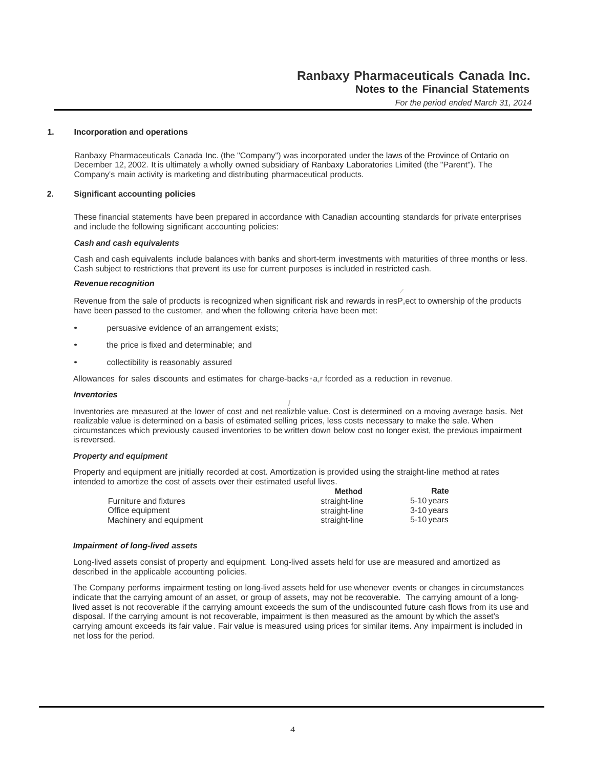# Ranbaxy Pharmaceuticals Canada Inc.
## Notes to the Financial Statements

*For the period ended March 31, 2014*

### 1. Incorporation and operations

Ranbaxy Pharmaceuticals Canada Inc. (the "Company") was incorporated under the laws of the Province of Ontario on December 12, 2002. It is ultimately a wholly owned subsidiary of Ranbaxy Laboratories Limited (the "Parent"). The Company's main activity is marketing and distributing pharmaceutical products.

### 2. Significant accounting policies

These financial statements have been prepared in accordance with Canadian accounting standards for private enterprises and include the following significant accounting policies:

***Cash and cash equivalents***

Cash and cash equivalents include balances with banks and short-term investments with maturities of three months or less. Cash subject to restrictions that prevent its use for current purposes is included in restricted cash.

***Revenue recognition***

Revenue from the sale of products is recognized when significant risk and rewards in resP,ect to ownership of the products have been passed to the customer, and when the following criteria have been met:

- persuasive evidence of an arrangement exists;
- the price is fixed and determinable; and
- collectibility is reasonably assured

Allowances for sales discounts and estimates for charge-backs a,r fcorded as a reduction in revenue.

***Inventories***

Inventories are measured at the lower of cost and net realizble value. Cost is determined on a moving average basis. Net realizable value is determined on a basis of estimated selling prices, less costs necessary to make the sale. When circumstances which previously caused inventories to be written down below cost no longer exist, the previous impairment is reversed.

***Property and equipment***

Property and equipment are jnitially recorded at cost. Amortization is provided using the straight-line method at rates intended to amortize the cost of assets over their estimated useful lives.

| | Method | Rate |
|---|---|---|
| Furniture and fixtures | straight-line | 5-10 years |
| Office equipment | straight-line | 3-10 years |
| Machinery and equipment | straight-line | 5-10 years |

***Impairment of long-lived assets***

Long-lived assets consist of property and equipment. Long-lived assets held for use are measured and amortized as described in the applicable accounting policies.

The Company performs impairment testing on long-lived assets held for use whenever events or changes in circumstances indicate that the carrying amount of an asset, or group of assets, may not be recoverable. The carrying amount of a long-lived asset is not recoverable if the carrying amount exceeds the sum of the undiscounted future cash flows from its use and disposal. If the carrying amount is not recoverable, impairment is then measured as the amount by which the asset's carrying amount exceeds its fair value. Fair value is measured using prices for similar items. Any impairment is included in net loss for the period.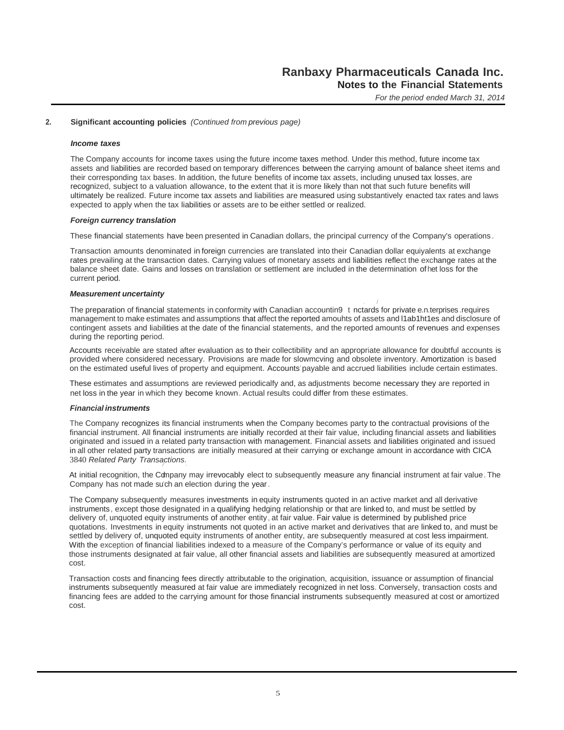## 2. Significant accounting policies *(Continued from previous page)*

### *Income taxes*

The Company accounts for income taxes using the future income taxes method. Under this method, future income tax assets and liabilities are recorded based on temporary differences between the carrying amount of balance sheet items and their corresponding tax bases. In addition, the future benefits of income tax assets, including unused tax losses, are recognized, subject to a valuation allowance, to the extent that it is more likely than not that such future benefits will ultimately be realized. Future income tax assets and liabilities are measured using substantively enacted tax rates and laws expected to apply when the tax liabilities or assets are to be either settled or realized.

### *Foreign currency translation*

These financial statements have been presented in Canadian dollars, the principal currency of the Company's operations.

Transaction amounts denominated in foreign currencies are translated into their Canadian dollar equiyalents at exchange rates prevailing at the transaction dates. Carrying values of monetary assets and liabilities reflect the exchange rates at the balance sheet date. Gains and losses on translation or settlement are included in the determination of het loss for the current period.

### *Measurement uncertainty*

The preparation of financial statements in conformity with Canadian accountin9 t nctards for private e.n.terprises.requires management to make estimates and assumptions that affect the reported amouhts of assets and l1ab1ht1es and disclosure of contingent assets and liabilities at the date of the financial statements, and the reported amounts of revenues and expenses during the reporting period.

Accounts receivable are stated after evaluation as to their collectibility and an appropriate allowance for doubtful accounts is provided where considered necessary. Provisions are made for slowmcving and obsolete inventory. Amortization is based on the estimated useful lives of property and equipment. Accounts payable and accrued liabilities include certain estimates.

These estimates and assumptions are reviewed periodicalfy and, as adjustments become necessary they are reported in net loss in the year in which they become known. Actual results could differ from these estimates.

### *Financial instruments*

The Company recognizes its financial instruments when the Company becomes party to the contractual provisions of the financial instrument. All financial instruments are initially recorded at their fair value, including financial assets and liabilities originated and issued in a related party transaction with management. Financial assets and liabilities originated and issued in all other related party transactions are initially measured at their carrying or exchange amount in accordance with CICA 3840 *Related Party Transactions*.

At initial recognition, the Company may irrevocably elect to subsequently measure any financial instrument at fair value. The Company has not made such an election during the year.

The Company subsequently measures investments in equity instruments quoted in an active market and all derivative instruments, except those designated in a qualifying hedging relationship or that are linked to, and must be settled by delivery of, unquoted equity instruments of another entity, at fair value. Fair value is determined by published price quotations. Investments in equity instruments not quoted in an active market and derivatives that are linked to, and must be settled by delivery of, unquoted equity instruments of another entity, are subsequently measured at cost less impairment. With the exception of financial liabilities indexed to a measure of the Company's performance or value of its equity and those instruments designated at fair value, all other financial assets and liabilities are subsequently measured at amortized cost.

Transaction costs and financing fees directly attributable to the origination, acquisition, issuance or assumption of financial instruments subsequently measured at fair value are immediately recognized in net loss. Conversely, transaction costs and financing fees are added to the carrying amount for those financial instruments subsequently measured at cost or amortized cost.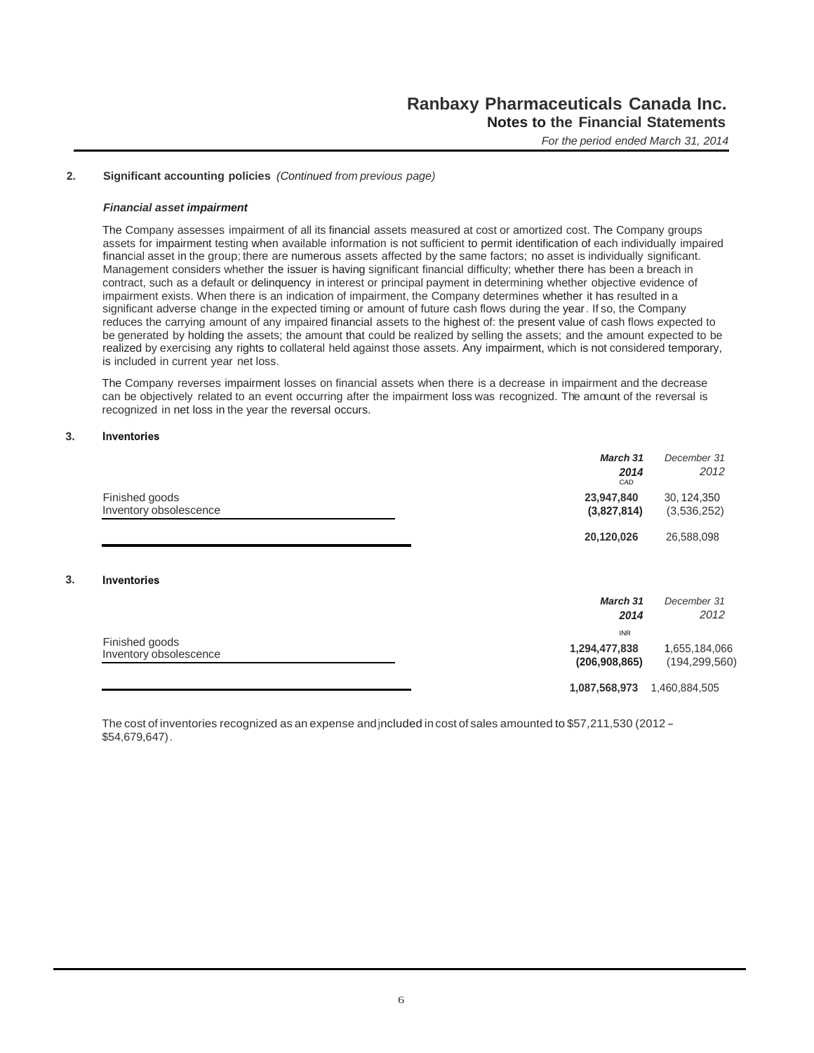## 2. Significant accounting policies *(Continued from previous page)*

### *Financial asset impairment*

The Company assesses impairment of all its financial assets measured at cost or amortized cost. The Company groups assets for impairment testing when available information is not sufficient to permit identification of each individually impaired financial asset in the group; there are numerous assets affected by the same factors; no asset is individually significant. Management considers whether the issuer is having significant financial difficulty; whether there has been a breach in contract, such as a default or delinquency in interest or principal payment in determining whether objective evidence of impairment exists. When there is an indication of impairment, the Company determines whether it has resulted in a significant adverse change in the expected timing or amount of future cash flows during the year. If so, the Company reduces the carrying amount of any impaired financial assets to the highest of: the present value of cash flows expected to be generated by holding the assets; the amount that could be realized by selling the assets; and the amount expected to be realized by exercising any rights to collateral held against those assets. Any impairment, which is not considered temporary, is included in current year net loss.

The Company reverses impairment losses on financial assets when there is a decrease in impairment and the decrease can be objectively related to an event occurring after the impairment loss was recognized. The amount of the reversal is recognized in net loss in the year the reversal occurs.

## 3. Inventories

| | ***March 31 2014*** CAD | *December 31 2012* |
|---|---|---|
| Finished goods | **23,947,840** | 30, 124,350 |
| Inventory obsolescence | **(3,827,814)** | (3,536,252) |
| | **20,120,026** | 26,588,098 |

## 3. Inventories

| | ***March 31 2014*** INR | *December 31 2012* |
|---|---|---|
| Finished goods | **1,294,477,838** | 1,655,184,066 |
| Inventory obsolescence | **(206,908,865)** | (194,299,560) |
| | **1,087,568,973** | 1,460,884,505 |

The cost of inventories recognized as an expense and included in cost of sales amounted to $57,211,530 (2012 – $54,679,647).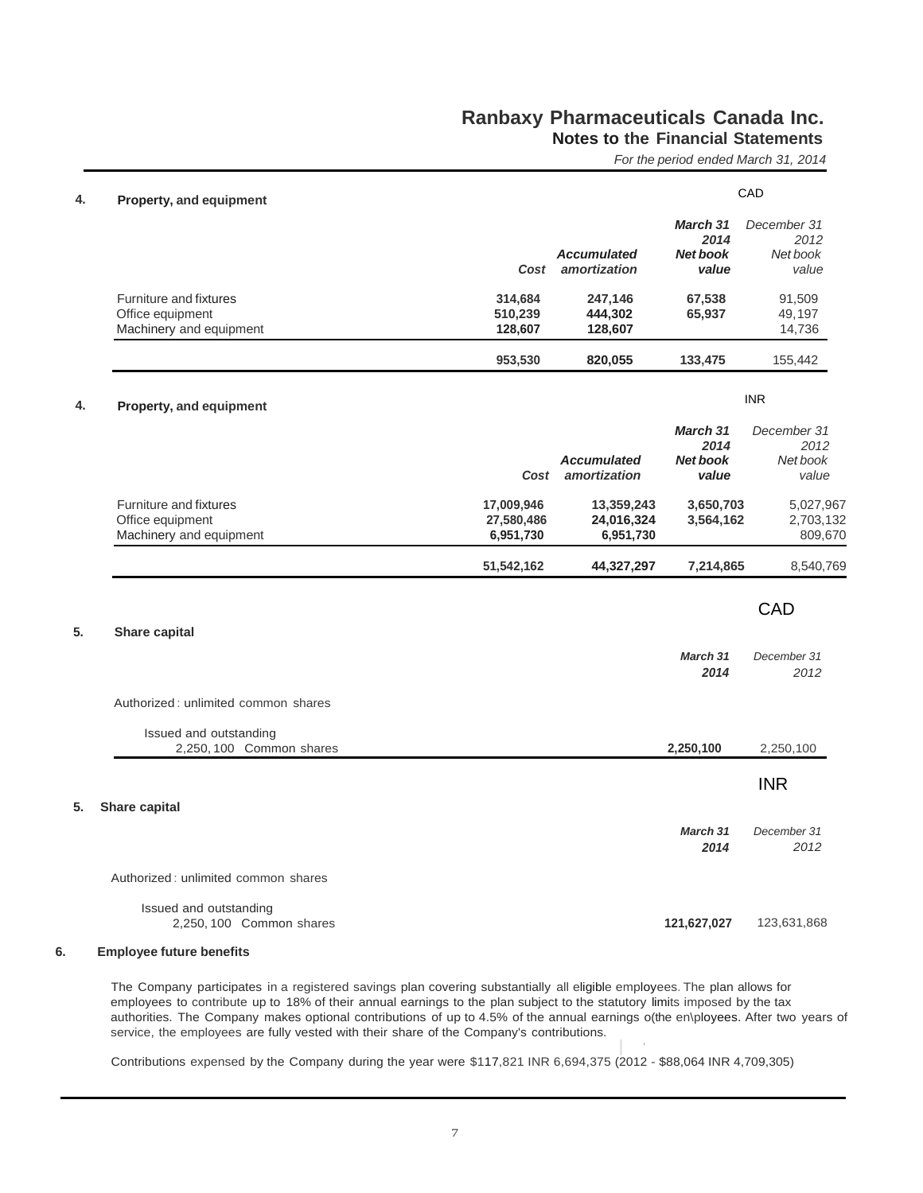# Ranbaxy Pharmaceuticals Canada Inc.
## Notes to the Financial Statements
*For the period ended March 31, 2014*

### 4. Property, and equipment

CAD

| | Cost | Accumulated amortization | March 31 2014 Net book value | December 31 2012 Net book value |
|---|---|---|---|---|
| Furniture and fixtures | 314,684 | 247,146 | 67,538 | 91,509 |
| Office equipment | 510,239 | 444,302 | 65,937 | 49,197 |
| Machinery and equipment | 128,607 | 128,607 | | 14,736 |
| | 953,530 | 820,055 | 133,475 | 155,442 |

### 4. Property, and equipment

INR

| | Cost | Accumulated amortization | March 31 2014 Net book value | December 31 2012 Net book value |
|---|---|---|---|---|
| Furniture and fixtures | 17,009,946 | 13,359,243 | 3,650,703 | 5,027,967 |
| Office equipment | 27,580,486 | 24,016,324 | 3,564,162 | 2,703,132 |
| Machinery and equipment | 6,951,730 | 6,951,730 | | 809,670 |
| | 51,542,162 | 44,327,297 | 7,214,865 | 8,540,769 |

### 5. Share capital

CAD

| | March 31 2014 | December 31 2012 |
|---|---|---|
| Authorized : unlimited common shares | | |
| Issued and outstanding | | |
| 2,250,100 Common shares | 2,250,100 | 2,250,100 |

### 5. Share capital

INR

| | March 31 2014 | December 31 2012 |
|---|---|---|
| Authorized : unlimited common shares | | |
| Issued and outstanding | | |
| 2,250,100 Common shares | 121,627,027 | 123,631,868 |

### 6. Employee future benefits

The Company participates in a registered savings plan covering substantially all eligible employees. The plan allows for employees to contribute up to 18% of their annual earnings to the plan subject to the statutory limits imposed by the tax authorities. The Company makes optional contributions of up to 4.5% of the annual earnings o(the en\ployees. After two years of service, the employees are fully vested with their share of the Company's contributions.

Contributions expensed by the Company during the year were $117,821 INR 6,694,375 (2012 - $88,064 INR 4,709,305)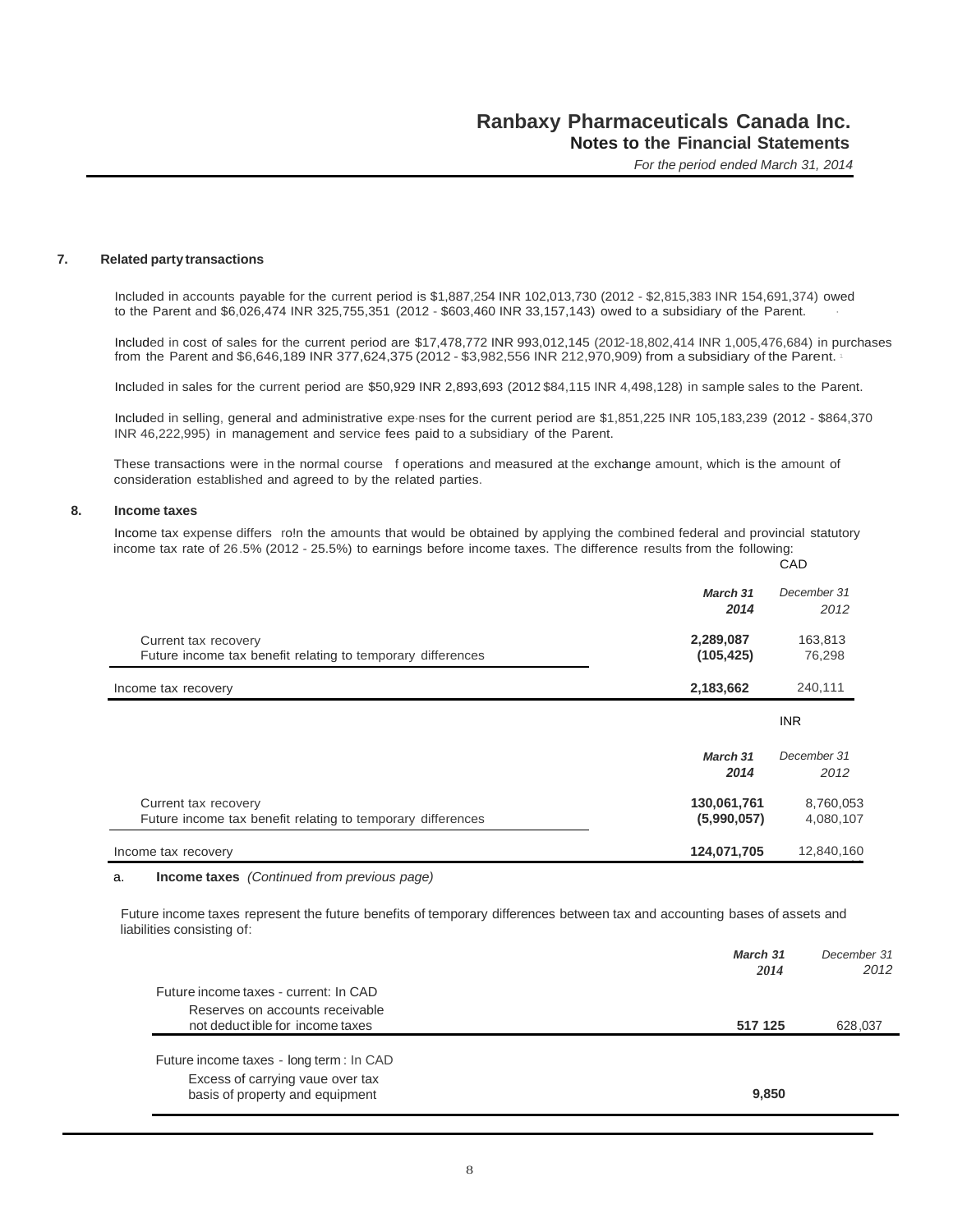## 7. Related party transactions

Included in accounts payable for the current period is $1,887,254 INR 102,013,730 (2012 - $2,815,383 INR 154,691,374) owed to the Parent and $6,026,474 INR 325,755,351 (2012 - $603,460 INR 33,157,143) owed to a subsidiary of the Parent.

Included in cost of sales for the current period are $17,478,772 INR 993,012,145 (2012-18,802,414 INR 1,005,476,684) in purchases from the Parent and $6,646,189 INR 377,624,375 (2012 - $3,982,556 INR 212,970,909) from a subsidiary of the Parent.

Included in sales for the current period are $50,929 INR 2,893,693 (2012 $84,115 INR 4,498,128) in sample sales to the Parent.

Included in selling, general and administrative expenses for the current period are $1,851,225 INR 105,183,239 (2012 - $864,370 INR 46,222,995) in management and service fees paid to a subsidiary of the Parent.

These transactions were in the normal course f operations and measured at the exchange amount, which is the amount of consideration established and agreed to by the related parties.

## 8. Income taxes

Income tax expense differs ro!n the amounts that would be obtained by applying the combined federal and provincial statutory income tax rate of 26.5% (2012 - 25.5%) to earnings before income taxes. The difference results from the following:

CAD

| | *March 31 2014* | *December 31 2012* |
|---|---|---|
| Current tax recovery | **2,289,087** | 163,813 |
| Future income tax benefit relating to temporary differences | **(105,425)** | 76,298 |
| Income tax recovery | **2,183,662** | 240,111 |

INR

| | *March 31 2014* | *December 31 2012* |
|---|---|---|
| Current tax recovery | **130,061,761** | 8,760,053 |
| Future income tax benefit relating to temporary differences | **(5,990,057)** | 4,080,107 |
| Income tax recovery | **124,071,705** | 12,840,160 |

a. **Income taxes** *(Continued from previous page)*

Future income taxes represent the future benefits of temporary differences between tax and accounting bases of assets and liabilities consisting of:

| | *March 31 2014* | *December 31 2012* |
|---|---|---|
| Future income taxes - current: In CAD | | |
| Reserves on accounts receivable not deductible for income taxes | **517 125** | 628,037 |
| Future income taxes - long term : In CAD | | |
| Excess of carrying vaue over tax basis of property and equipment | **9,850** | |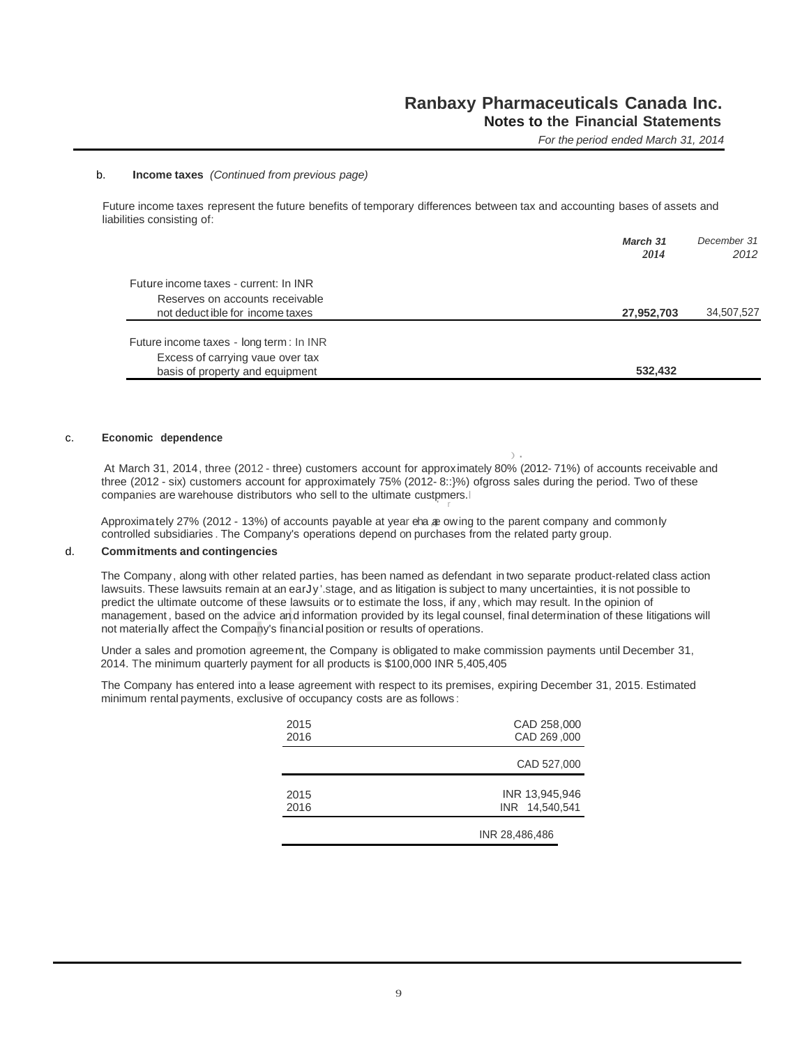b. **Income taxes** *(Continued from previous page)*

Future income taxes represent the future benefits of temporary differences between tax and accounting bases of assets and liabilities consisting of:

| | *March 31 2014* | *December 31 2012* |
|---|---|---|
| Future income taxes - current: In INR | | |
| Reserves on accounts receivable not deductible for income taxes | **27,952,703** | 34,507,527 |
| Future income taxes - long term: In INR | | |
| Excess of carrying vaue over tax basis of property and equipment | **532,432** | |

c. **Economic dependence**

At March 31, 2014, three (2012 - three) customers account for approximately 80% (2012- 71%) of accounts receivable and three (2012 - six) customers account for approximately 75% (2012- 8::}%) ofgross sales during the period. Two of these companies are warehouse distributors who sell to the ultimate custpmers.

Approximately 27% (2012 - 13%) of accounts payable at year eha æ owing to the parent company and commonly controlled subsidiaries. The Company's operations depend on purchases from the related party group.

d. **Commitments and contingencies**

The Company, along with other related parties, has been named as defendant in two separate product-related class action lawsuits. These lawsuits remain at an earJy'.stage, and as litigation is subject to many uncertainties, it is not possible to predict the ultimate outcome of these lawsuits or to estimate the loss, if any, which may result. In the opinion of management, based on the advice and information provided by its legal counsel, final determination of these litigations will not materially affect the Company's financial position or results of operations.

Under a sales and promotion agreement, the Company is obligated to make commission payments until December 31, 2014. The minimum quarterly payment for all products is $100,000 INR 5,405,405

The Company has entered into a lease agreement with respect to its premises, expiring December 31, 2015. Estimated minimum rental payments, exclusive of occupancy costs are as follows:

| | |
|---|---|
| 2015 | CAD 258,000 |
| 2016 | CAD 269,000 |
| | CAD 527,000 |
| 2015 | INR 13,945,946 |
| 2016 | INR 14,540,541 |
| | INR 28,486,486 |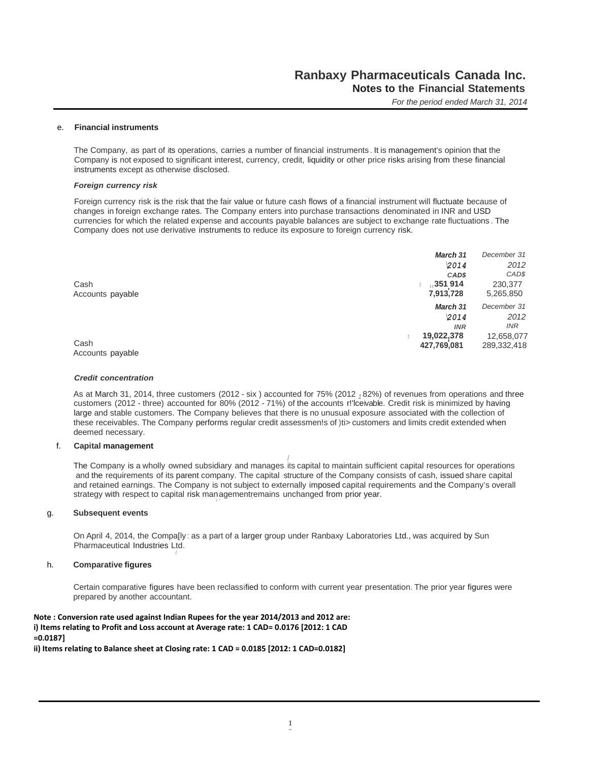## Ranbaxy Pharmaceuticals Canada Inc.
### Notes to the Financial Statements
*For the period ended March 31, 2014*

e. **Financial instruments**

The Company, as part of its operations, carries a number of financial instruments. It is management's opinion that the Company is not exposed to significant interest, currency, credit, liquidity or other price risks arising from these financial instruments except as otherwise disclosed.

***Foreign currency risk***

Foreign currency risk is the risk that the fair value or future cash flows of a financial instrument will fluctuate because of changes in foreign exchange rates. The Company enters into purchase transactions denominated in INR and USD currencies for which the related expense and accounts payable balances are subject to exchange rate fluctuations. The Company does not use derivative instruments to reduce its exposure to foreign currency risk.

| | ***March 31 2014 CAD$*** | *December 31 2012 CAD$* |
|---|---|---|
| Cash | **351,914** | 230,377 |
| Accounts payable | **7,913,728** | 5,265,850 |

| | ***March 31 2014 INR*** | *December 31 2012 INR* |
|---|---|---|
| Cash | **19,022,378** | 12,658,077 |
| Accounts payable | **427,769,081** | 289,332,418 |

***Credit concentration***

As at March 31, 2014, three customers (2012 - six ) accounted for 75% (2012 - 82%) of revenues from operations and three customers (2012 - three) accounted for 80% (2012 - 71%) of the accounts receivable. Credit risk is minimized by having large and stable customers. The Company believes that there is no unusual exposure associated with the collection of these receivables. The Company performs regular credit assessments of its customers and limits credit extended when deemed necessary.

f. **Capital management**

The Company is a wholly owned subsidiary and manages its capital to maintain sufficient capital resources for operations and the requirements of its parent company. The capital structure of the Company consists of cash, issued share capital and retained earnings. The Company is not subject to externally imposed capital requirements and the Company's overall strategy with respect to capital risk management remains unchanged from prior year.

g. **Subsequent events**

On April 4, 2014, the Company as a part of a larger group under Ranbaxy Laboratories Ltd., was acquired by Sun Pharmaceutical Industries Ltd.

h. **Comparative figures**

Certain comparative figures have been reclassified to conform with current year presentation. The prior year figures were prepared by another accountant.

**Note : Conversion rate used against Indian Rupees for the year 2014/2013 and 2012 are:**
**i) Items relating to Profit and Loss account at Average rate: 1 CAD= 0.0176 [2012: 1 CAD =0.0187]**
**ii) Items relating to Balance sheet at Closing rate: 1 CAD = 0.0185 [2012: 1 CAD=0.0182]**